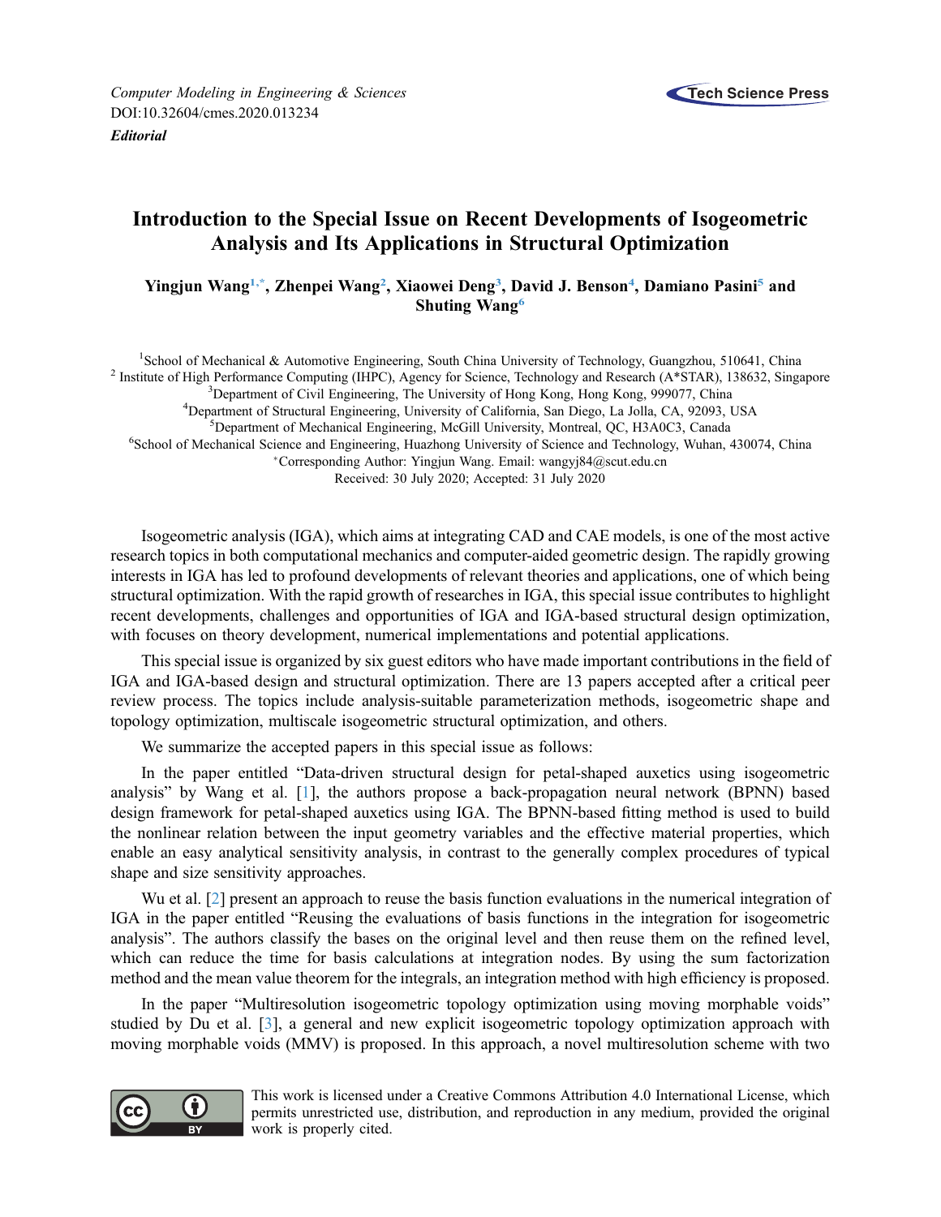*Editorial*

# Introduction to the Special Issue on Recent Developments of Isogeometric Analysis and Its Applications in Structural Optimization

**Yingjun Wang[1,*], Zhenpei Wang[2], Xiaowei Deng[3], David J. Benson[4], Damiano Pasini[5] and Shuting Wang[6]**

[1]School of Mechanical & Automotive Engineering, South China University of Technology, Guangzhou, 510641, China
[2] Institute of High Performance Computing (IHPC), Agency for Science, Technology and Research (A*STAR), 138632, Singapore
[3]Department of Civil Engineering, The University of Hong Kong, Hong Kong, 999077, China
[4]Department of Structural Engineering, University of California, San Diego, La Jolla, CA, 92093, USA
[5]Department of Mechanical Engineering, McGill University, Montreal, QC, H3A0C3, Canada
[6]School of Mechanical Science and Engineering, Huazhong University of Science and Technology, Wuhan, 430074, China
*Corresponding Author: Yingjun Wang. Email: wangyj84@scut.edu.cn
Received: 30 July 2020; Accepted: 31 July 2020

Isogeometric analysis (IGA), which aims at integrating CAD and CAE models, is one of the most active research topics in both computational mechanics and computer-aided geometric design. The rapidly growing interests in IGA has led to profound developments of relevant theories and applications, one of which being structural optimization. With the rapid growth of researches in IGA, this special issue contributes to highlight recent developments, challenges and opportunities of IGA and IGA-based structural design optimization, with focuses on theory development, numerical implementations and potential applications.

This special issue is organized by six guest editors who have made important contributions in the field of IGA and IGA-based design and structural optimization. There are 13 papers accepted after a critical peer review process. The topics include analysis-suitable parameterization methods, isogeometric shape and topology optimization, multiscale isogeometric structural optimization, and others.

We summarize the accepted papers in this special issue as follows:

In the paper entitled "Data-driven structural design for petal-shaped auxetics using isogeometric analysis" by Wang et al. [1], the authors propose a back-propagation neural network (BPNN) based design framework for petal-shaped auxetics using IGA. The BPNN-based fitting method is used to build the nonlinear relation between the input geometry variables and the effective material properties, which enable an easy analytical sensitivity analysis, in contrast to the generally complex procedures of typical shape and size sensitivity approaches.

Wu et al. [2] present an approach to reuse the basis function evaluations in the numerical integration of IGA in the paper entitled "Reusing the evaluations of basis functions in the integration for isogeometric analysis". The authors classify the bases on the original level and then reuse them on the refined level, which can reduce the time for basis calculations at integration nodes. By using the sum factorization method and the mean value theorem for the integrals, an integration method with high efficiency is proposed.

In the paper "Multiresolution isogeometric topology optimization using moving morphable voids" studied by Du et al. [3], a general and new explicit isogeometric topology optimization approach with moving morphable voids (MMV) is proposed. In this approach, a novel multiresolution scheme with two

This work is licensed under a Creative Commons Attribution 4.0 International License, which permits unrestricted use, distribution, and reproduction in any medium, provided the original work is properly cited.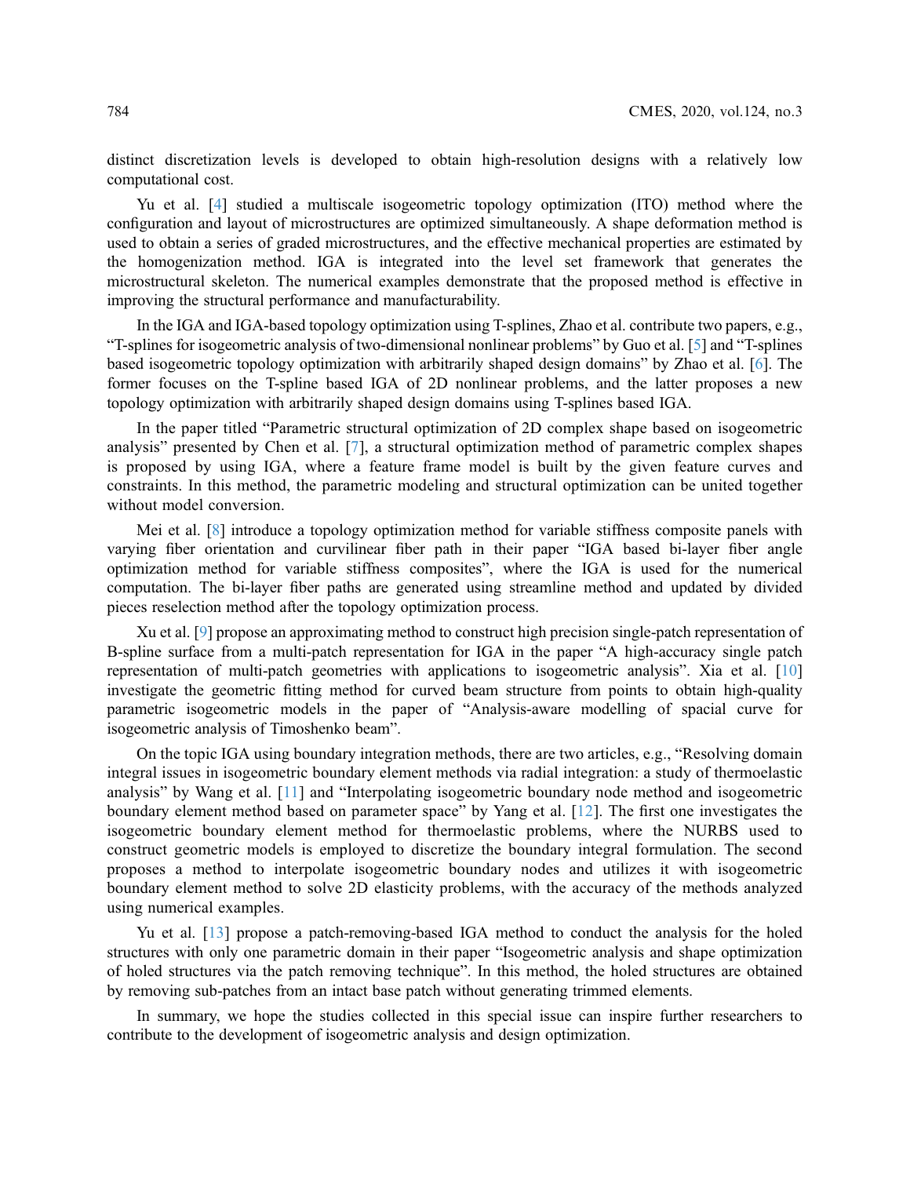distinct discretization levels is developed to obtain high-resolution designs with a relatively low computational cost.

Yu et al. [4] studied a multiscale isogeometric topology optimization (ITO) method where the configuration and layout of microstructures are optimized simultaneously. A shape deformation method is used to obtain a series of graded microstructures, and the effective mechanical properties are estimated by the homogenization method. IGA is integrated into the level set framework that generates the microstructural skeleton. The numerical examples demonstrate that the proposed method is effective in improving the structural performance and manufacturability.

In the IGA and IGA-based topology optimization using T-splines, Zhao et al. contribute two papers, e.g., "T-splines for isogeometric analysis of two-dimensional nonlinear problems" by Guo et al. [5] and "T-splines based isogeometric topology optimization with arbitrarily shaped design domains" by Zhao et al. [6]. The former focuses on the T-spline based IGA of 2D nonlinear problems, and the latter proposes a new topology optimization with arbitrarily shaped design domains using T-splines based IGA.

In the paper titled "Parametric structural optimization of 2D complex shape based on isogeometric analysis" presented by Chen et al. [7], a structural optimization method of parametric complex shapes is proposed by using IGA, where a feature frame model is built by the given feature curves and constraints. In this method, the parametric modeling and structural optimization can be united together without model conversion.

Mei et al. [8] introduce a topology optimization method for variable stiffness composite panels with varying fiber orientation and curvilinear fiber path in their paper "IGA based bi-layer fiber angle optimization method for variable stiffness composites", where the IGA is used for the numerical computation. The bi-layer fiber paths are generated using streamline method and updated by divided pieces reselection method after the topology optimization process.

Xu et al. [9] propose an approximating method to construct high precision single-patch representation of B-spline surface from a multi-patch representation for IGA in the paper "A high-accuracy single patch representation of multi-patch geometries with applications to isogeometric analysis". Xia et al. [10] investigate the geometric fitting method for curved beam structure from points to obtain high-quality parametric isogeometric models in the paper of "Analysis-aware modelling of spacial curve for isogeometric analysis of Timoshenko beam".

On the topic IGA using boundary integration methods, there are two articles, e.g., "Resolving domain integral issues in isogeometric boundary element methods via radial integration: a study of thermoelastic analysis" by Wang et al. [11] and "Interpolating isogeometric boundary node method and isogeometric boundary element method based on parameter space" by Yang et al. [12]. The first one investigates the isogeometric boundary element method for thermoelastic problems, where the NURBS used to construct geometric models is employed to discretize the boundary integral formulation. The second proposes a method to interpolate isogeometric boundary nodes and utilizes it with isogeometric boundary element method to solve 2D elasticity problems, with the accuracy of the methods analyzed using numerical examples.

Yu et al. [13] propose a patch-removing-based IGA method to conduct the analysis for the holed structures with only one parametric domain in their paper "Isogeometric analysis and shape optimization of holed structures via the patch removing technique". In this method, the holed structures are obtained by removing sub-patches from an intact base patch without generating trimmed elements.

In summary, we hope the studies collected in this special issue can inspire further researchers to contribute to the development of isogeometric analysis and design optimization.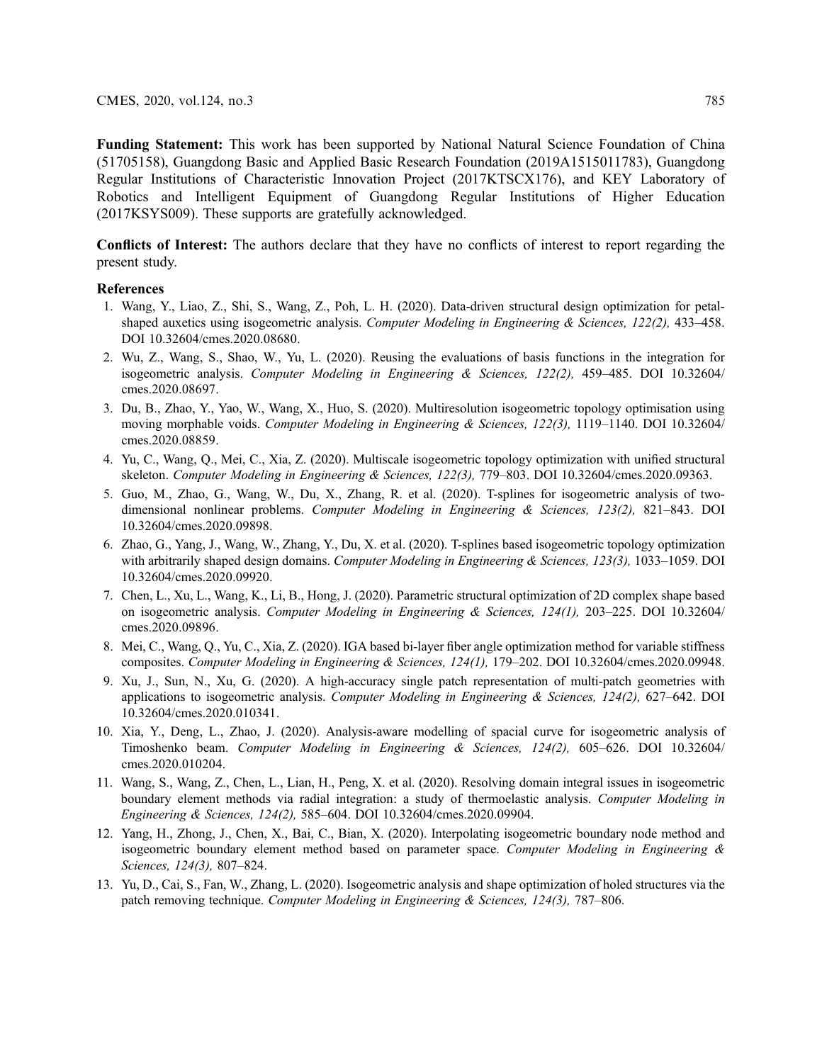**Funding Statement:** This work has been supported by National Natural Science Foundation of China (51705158), Guangdong Basic and Applied Basic Research Foundation (2019A1515011783), Guangdong Regular Institutions of Characteristic Innovation Project (2017KTSCX176), and KEY Laboratory of Robotics and Intelligent Equipment of Guangdong Regular Institutions of Higher Education (2017KSYS009). These supports are gratefully acknowledged.

**Conflicts of Interest:** The authors declare that they have no conflicts of interest to report regarding the present study.

## References

1. Wang, Y., Liao, Z., Shi, S., Wang, Z., Poh, L. H. (2020). Data-driven structural design optimization for petal-shaped auxetics using isogeometric analysis. *Computer Modeling in Engineering & Sciences, 122(2),* 433–458. DOI 10.32604/cmes.2020.08680.
2. Wu, Z., Wang, S., Shao, W., Yu, L. (2020). Reusing the evaluations of basis functions in the integration for isogeometric analysis. *Computer Modeling in Engineering & Sciences, 122(2),* 459–485. DOI 10.32604/cmes.2020.08697.
3. Du, B., Zhao, Y., Yao, W., Wang, X., Huo, S. (2020). Multiresolution isogeometric topology optimisation using moving morphable voids. *Computer Modeling in Engineering & Sciences, 122(3),* 1119–1140. DOI 10.32604/cmes.2020.08859.
4. Yu, C., Wang, Q., Mei, C., Xia, Z. (2020). Multiscale isogeometric topology optimization with unified structural skeleton. *Computer Modeling in Engineering & Sciences, 122(3),* 779–803. DOI 10.32604/cmes.2020.09363.
5. Guo, M., Zhao, G., Wang, W., Du, X., Zhang, R. et al. (2020). T-splines for isogeometric analysis of two-dimensional nonlinear problems. *Computer Modeling in Engineering & Sciences, 123(2),* 821–843. DOI 10.32604/cmes.2020.09898.
6. Zhao, G., Yang, J., Wang, W., Zhang, Y., Du, X. et al. (2020). T-splines based isogeometric topology optimization with arbitrarily shaped design domains. *Computer Modeling in Engineering & Sciences, 123(3),* 1033–1059. DOI 10.32604/cmes.2020.09920.
7. Chen, L., Xu, L., Wang, K., Li, B., Hong, J. (2020). Parametric structural optimization of 2D complex shape based on isogeometric analysis. *Computer Modeling in Engineering & Sciences, 124(1),* 203–225. DOI 10.32604/cmes.2020.09896.
8. Mei, C., Wang, Q., Yu, C., Xia, Z. (2020). IGA based bi-layer fiber angle optimization method for variable stiffness composites. *Computer Modeling in Engineering & Sciences, 124(1),* 179–202. DOI 10.32604/cmes.2020.09948.
9. Xu, J., Sun, N., Xu, G. (2020). A high-accuracy single patch representation of multi-patch geometries with applications to isogeometric analysis. *Computer Modeling in Engineering & Sciences, 124(2),* 627–642. DOI 10.32604/cmes.2020.010341.
10. Xia, Y., Deng, L., Zhao, J. (2020). Analysis-aware modelling of spacial curve for isogeometric analysis of Timoshenko beam. *Computer Modeling in Engineering & Sciences, 124(2),* 605–626. DOI 10.32604/cmes.2020.010204.
11. Wang, S., Wang, Z., Chen, L., Lian, H., Peng, X. et al. (2020). Resolving domain integral issues in isogeometric boundary element methods via radial integration: a study of thermoelastic analysis. *Computer Modeling in Engineering & Sciences, 124(2),* 585–604. DOI 10.32604/cmes.2020.09904.
12. Yang, H., Zhong, J., Chen, X., Bai, C., Bian, X. (2020). Interpolating isogeometric boundary node method and isogeometric boundary element method based on parameter space. *Computer Modeling in Engineering & Sciences, 124(3),* 807–824.
13. Yu, D., Cai, S., Fan, W., Zhang, L. (2020). Isogeometric analysis and shape optimization of holed structures via the patch removing technique. *Computer Modeling in Engineering & Sciences, 124(3),* 787–806.